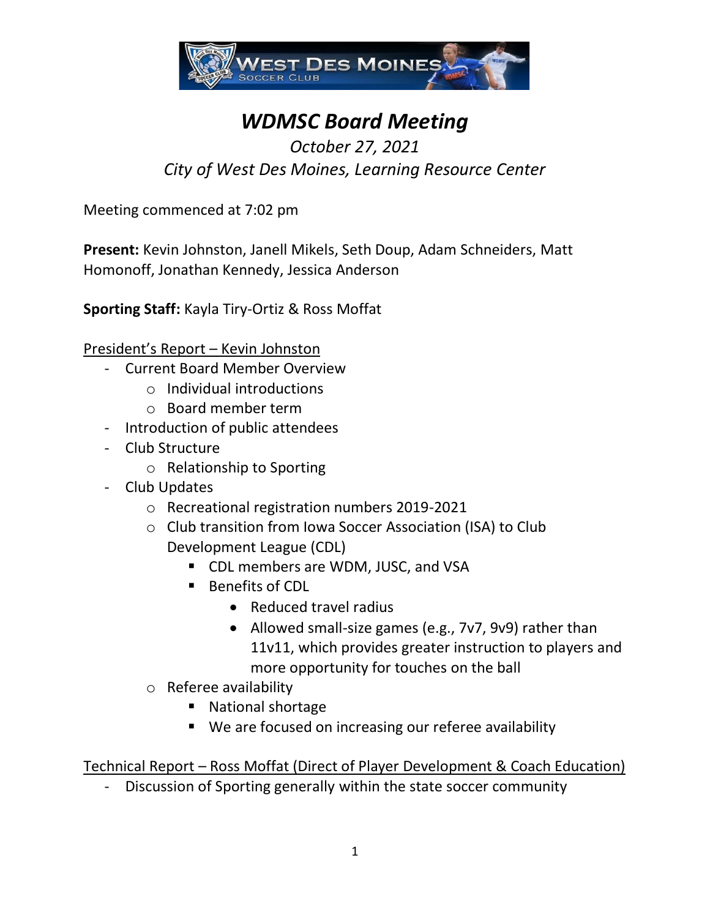# WDMSC Board Meeting

*October 27, 2021*
*City of West Des Moines, Learning Resource Center*

Meeting commenced at 7:02 pm

**Present:** Kevin Johnston, Janell Mikels, Seth Doup, Adam Schneiders, Matt Homonoff, Jonathan Kennedy, Jessica Anderson

**Sporting Staff:** Kayla Tiry-Ortiz & Ross Moffat

<u>President's Report – Kevin Johnston</u>

- Current Board Member Overview
  - Individual introductions
  - Board member term
- Introduction of public attendees
- Club Structure
  - Relationship to Sporting
- Club Updates
  - Recreational registration numbers 2019-2021
  - Club transition from Iowa Soccer Association (ISA) to Club Development League (CDL)
    - CDL members are WDM, JUSC, and VSA
    - Benefits of CDL
      - Reduced travel radius
      - Allowed small-size games (e.g., 7v7, 9v9) rather than 11v11, which provides greater instruction to players and more opportunity for touches on the ball
  - Referee availability
    - National shortage
    - We are focused on increasing our referee availability

<u>Technical Report – Ross Moffat (Direct of Player Development & Coach Education)</u>

- Discussion of Sporting generally within the state soccer community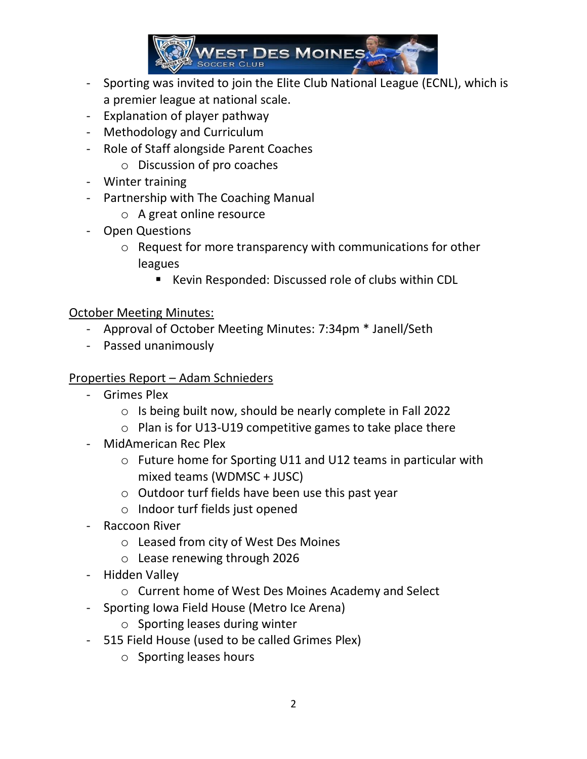- Sporting was invited to join the Elite Club National League (ECNL), which is a premier league at national scale.
- Explanation of player pathway
- Methodology and Curriculum
- Role of Staff alongside Parent Coaches
  - Discussion of pro coaches
- Winter training
- Partnership with The Coaching Manual
  - A great online resource
- Open Questions
  - Request for more transparency with communications for other leagues
    - Kevin Responded: Discussed role of clubs within CDL

<u>October Meeting Minutes:</u>

- Approval of October Meeting Minutes: 7:34pm * Janell/Seth
- Passed unanimously

<u>Properties Report – Adam Schnieders</u>

- Grimes Plex
  - Is being built now, should be nearly complete in Fall 2022
  - Plan is for U13-U19 competitive games to take place there
- MidAmerican Rec Plex
  - Future home for Sporting U11 and U12 teams in particular with mixed teams (WDMSC + JUSC)
  - Outdoor turf fields have been use this past year
  - Indoor turf fields just opened
- Raccoon River
  - Leased from city of West Des Moines
  - Lease renewing through 2026
- Hidden Valley
  - Current home of West Des Moines Academy and Select
- Sporting Iowa Field House (Metro Ice Arena)
  - Sporting leases during winter
- 515 Field House (used to be called Grimes Plex)
  - Sporting leases hours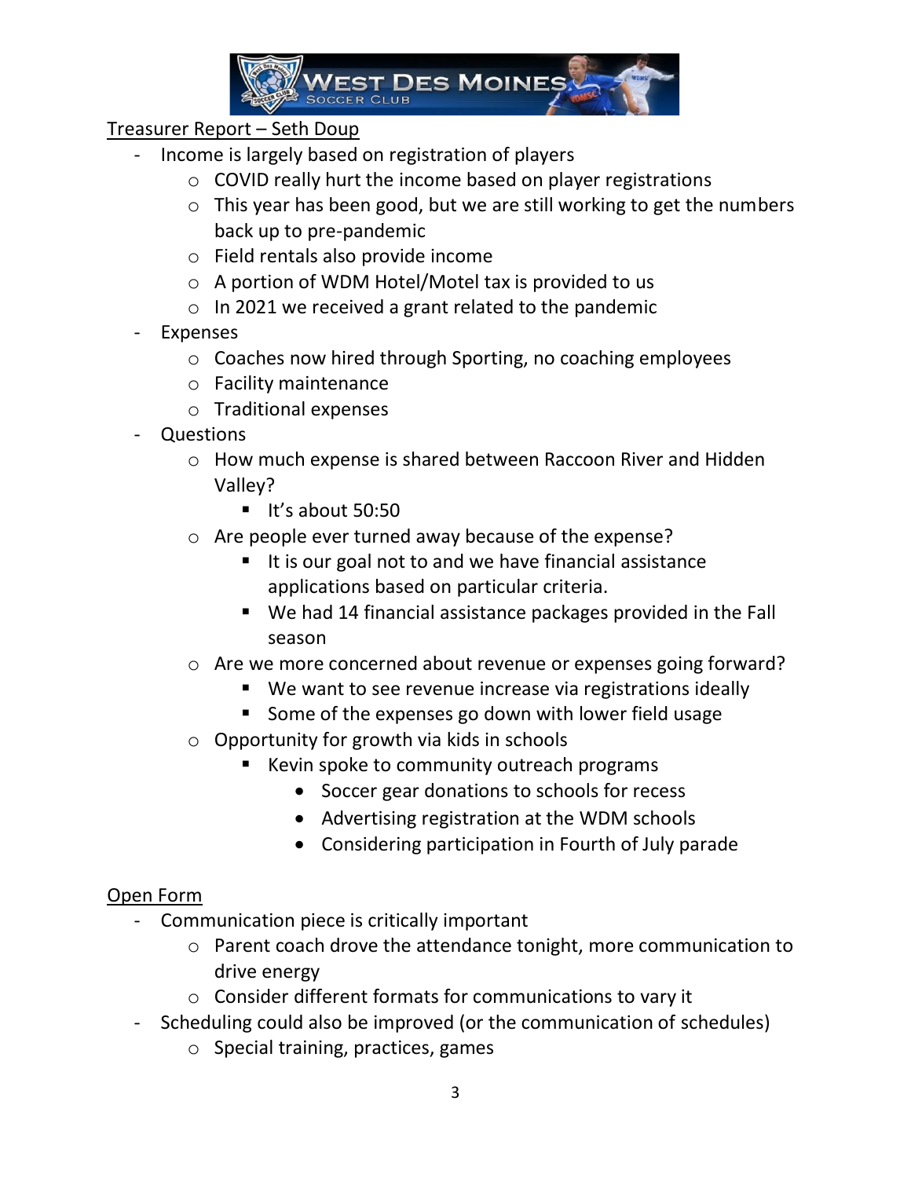Treasurer Report – Seth Doup

- Income is largely based on registration of players
  - COVID really hurt the income based on player registrations
  - This year has been good, but we are still working to get the numbers back up to pre-pandemic
  - Field rentals also provide income
  - A portion of WDM Hotel/Motel tax is provided to us
  - In 2021 we received a grant related to the pandemic
- Expenses
  - Coaches now hired through Sporting, no coaching employees
  - Facility maintenance
  - Traditional expenses
- Questions
  - How much expense is shared between Raccoon River and Hidden Valley?
    - It's about 50:50
  - Are people ever turned away because of the expense?
    - It is our goal not to and we have financial assistance applications based on particular criteria.
    - We had 14 financial assistance packages provided in the Fall season
  - Are we more concerned about revenue or expenses going forward?
    - We want to see revenue increase via registrations ideally
    - Some of the expenses go down with lower field usage
  - Opportunity for growth via kids in schools
    - Kevin spoke to community outreach programs
      - Soccer gear donations to schools for recess
      - Advertising registration at the WDM schools
      - Considering participation in Fourth of July parade

Open Form

- Communication piece is critically important
  - Parent coach drove the attendance tonight, more communication to drive energy
  - Consider different formats for communications to vary it
- Scheduling could also be improved (or the communication of schedules)
  - Special training, practices, games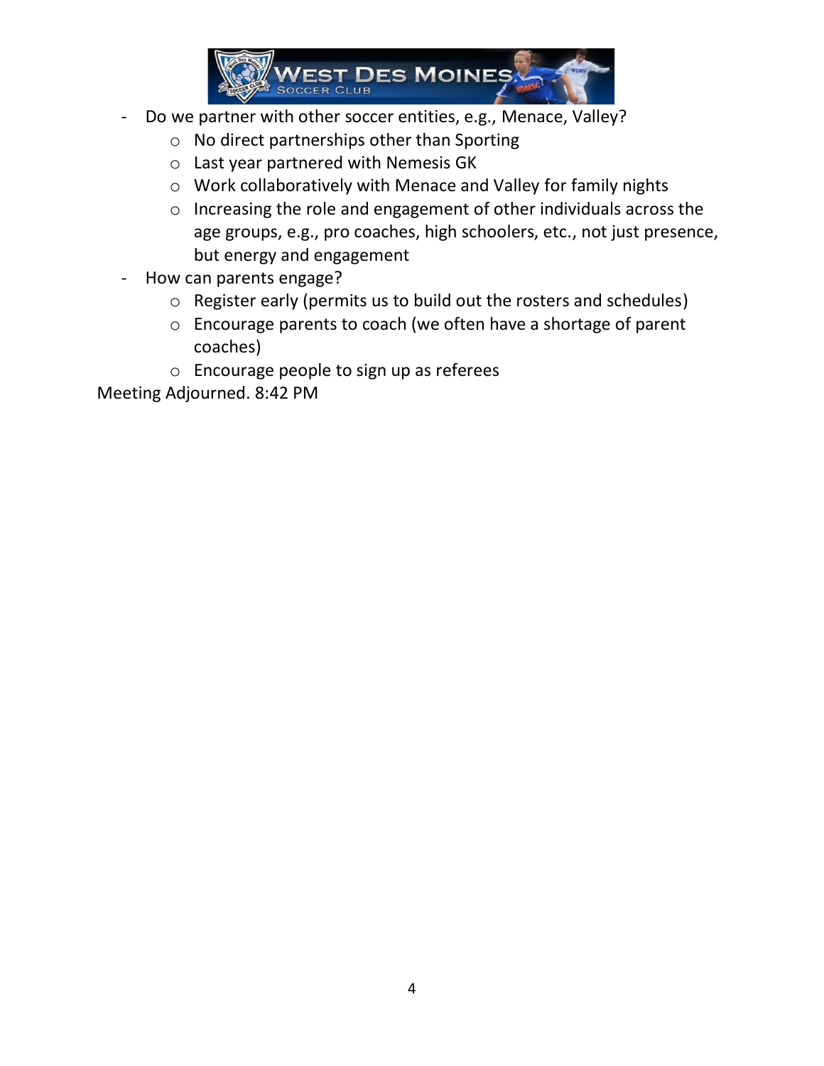- Do we partner with other soccer entities, e.g., Menace, Valley?
  - No direct partnerships other than Sporting
  - Last year partnered with Nemesis GK
  - Work collaboratively with Menace and Valley for family nights
  - Increasing the role and engagement of other individuals across the age groups, e.g., pro coaches, high schoolers, etc., not just presence, but energy and engagement
- How can parents engage?
  - Register early (permits us to build out the rosters and schedules)
  - Encourage parents to coach (we often have a shortage of parent coaches)
  - Encourage people to sign up as referees

Meeting Adjourned. 8:42 PM